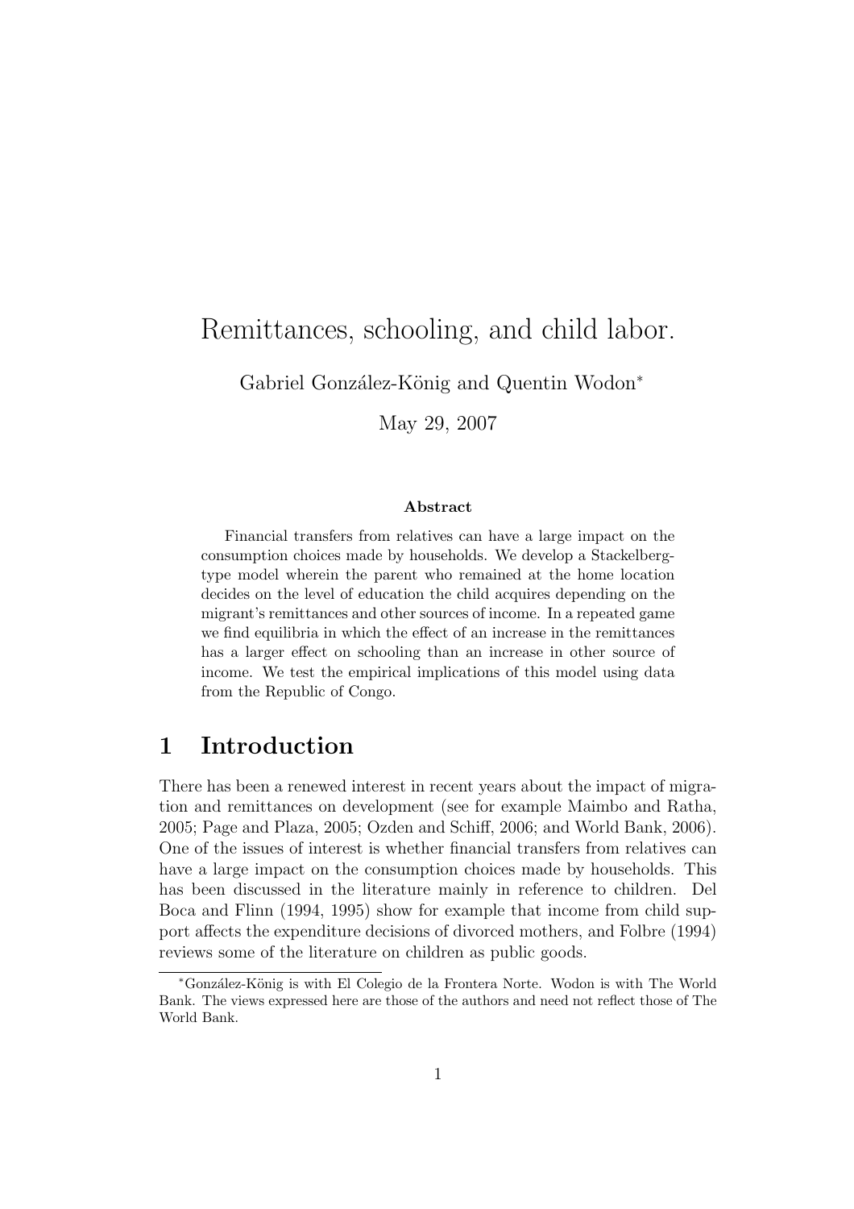# Remittances, schooling, and child labor.

Gabriel González-König and Quentin Wodon[*]

May 29, 2007

### Abstract

Financial transfers from relatives can have a large impact on the consumption choices made by households. We develop a Stackelberg-type model wherein the parent who remained at the home location decides on the level of education the child acquires depending on the migrant's remittances and other sources of income. In a repeated game we find equilibria in which the effect of an increase in the remittances has a larger effect on schooling than an increase in other source of income. We test the empirical implications of this model using data from the Republic of Congo.

## 1 Introduction

There has been a renewed interest in recent years about the impact of migration and remittances on development (see for example Maimbo and Ratha, 2005; Page and Plaza, 2005; Ozden and Schiff, 2006; and World Bank, 2006). One of the issues of interest is whether financial transfers from relatives can have a large impact on the consumption choices made by households. This has been discussed in the literature mainly in reference to children. Del Boca and Flinn (1994, 1995) show for example that income from child support affects the expenditure decisions of divorced mothers, and Folbre (1994) reviews some of the literature on children as public goods.

[*] González-König is with El Colegio de la Frontera Norte. Wodon is with The World Bank. The views expressed here are those of the authors and need not reflect those of The World Bank.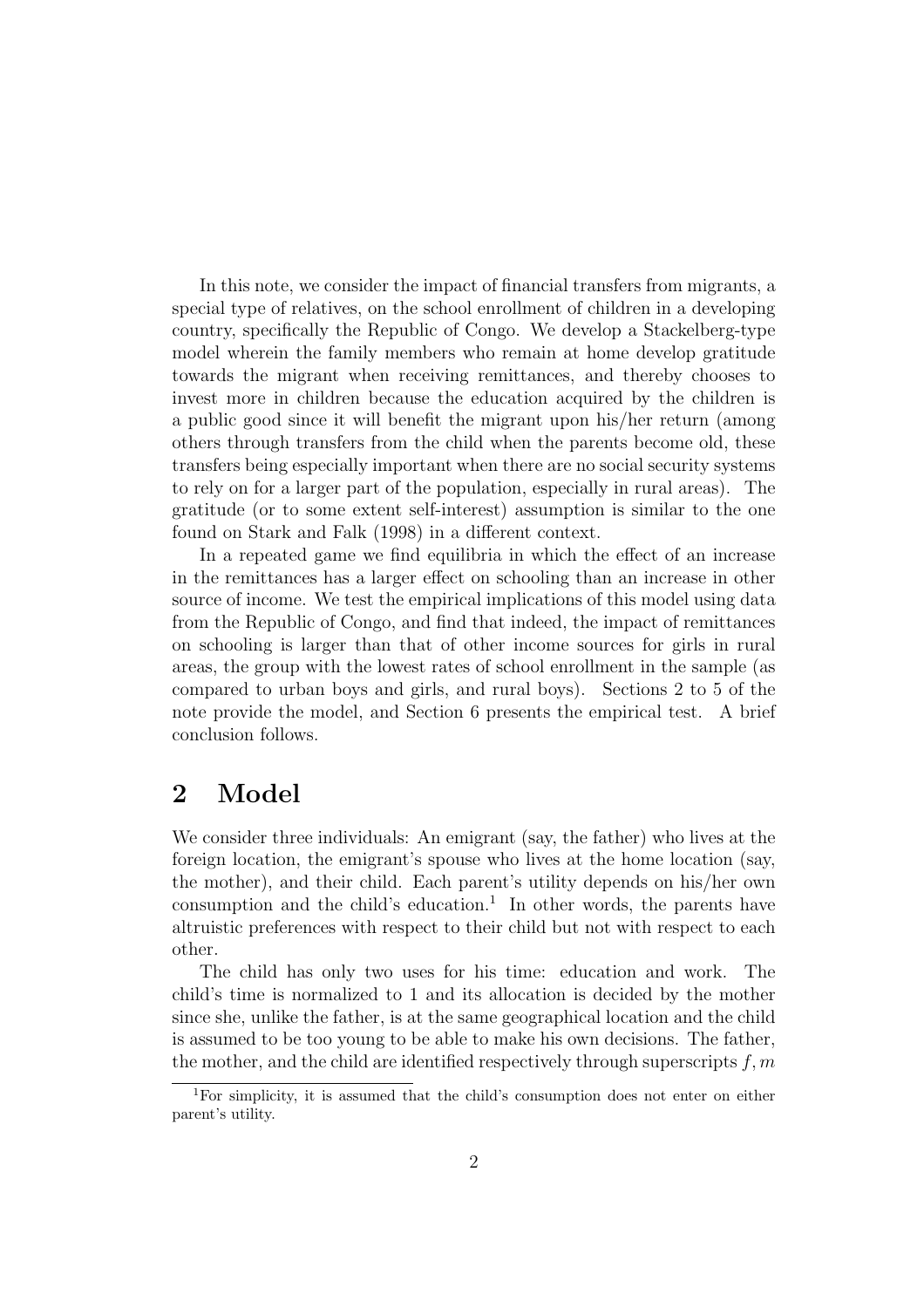In this note, we consider the impact of financial transfers from migrants, a special type of relatives, on the school enrollment of children in a developing country, specifically the Republic of Congo. We develop a Stackelberg-type model wherein the family members who remain at home develop gratitude towards the migrant when receiving remittances, and thereby chooses to invest more in children because the education acquired by the children is a public good since it will benefit the migrant upon his/her return (among others through transfers from the child when the parents become old, these transfers being especially important when there are no social security systems to rely on for a larger part of the population, especially in rural areas). The gratitude (or to some extent self-interest) assumption is similar to the one found on Stark and Falk (1998) in a different context.

In a repeated game we find equilibria in which the effect of an increase in the remittances has a larger effect on schooling than an increase in other source of income. We test the empirical implications of this model using data from the Republic of Congo, and find that indeed, the impact of remittances on schooling is larger than that of other income sources for girls in rural areas, the group with the lowest rates of school enrollment in the sample (as compared to urban boys and girls, and rural boys). Sections 2 to 5 of the note provide the model, and Section 6 presents the empirical test. A brief conclusion follows.

## 2 Model

We consider three individuals: An emigrant (say, the father) who lives at the foreign location, the emigrant's spouse who lives at the home location (say, the mother), and their child. Each parent's utility depends on his/her own consumption and the child's education.[1] In other words, the parents have altruistic preferences with respect to their child but not with respect to each other.

The child has only two uses for his time: education and work. The child's time is normalized to 1 and its allocation is decided by the mother since she, unlike the father, is at the same geographical location and the child is assumed to be too young to be able to make his own decisions. The father, the mother, and the child are identified respectively through superscripts $f, m$

[1] For simplicity, it is assumed that the child's consumption does not enter on either parent's utility.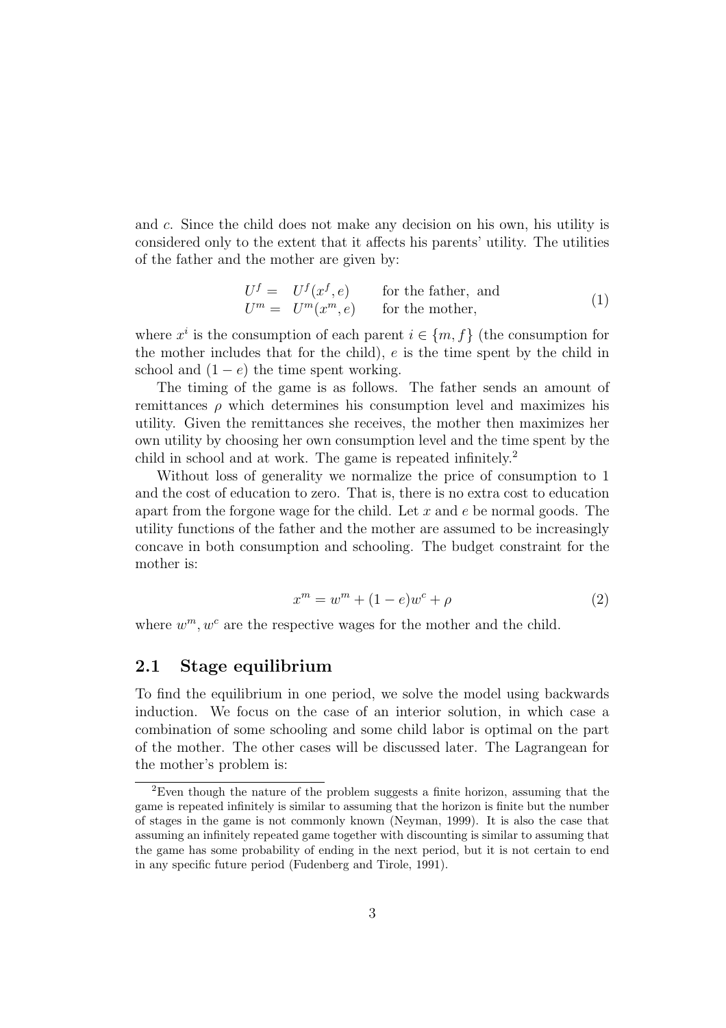and $c$. Since the child does not make any decision on his own, his utility is considered only to the extent that it affects his parents' utility. The utilities of the father and the mother are given by:

$$\begin{array}{lll} U^f = & U^f(x^f, e) & \text{for the father, and} \\ U^m = & U^m(x^m, e) & \text{for the mother,} \end{array} \tag{1}$$

where $x^i$ is the consumption of each parent $i \in \{m, f\}$ (the consumption for the mother includes that for the child), $e$ is the time spent by the child in school and $(1 - e)$ the time spent working.

The timing of the game is as follows. The father sends an amount of remittances $\rho$ which determines his consumption level and maximizes his utility. Given the remittances she receives, the mother then maximizes her own utility by choosing her own consumption level and the time spent by the child in school and at work. The game is repeated infinitely.[2]

Without loss of generality we normalize the price of consumption to 1 and the cost of education to zero. That is, there is no extra cost to education apart from the forgone wage for the child. Let $x$ and $e$ be normal goods. The utility functions of the father and the mother are assumed to be increasingly concave in both consumption and schooling. The budget constraint for the mother is:

$$x^m = w^m + (1 - e)w^c + \rho \tag{2}$$

where $w^m, w^c$ are the respective wages for the mother and the child.

## 2.1 Stage equilibrium

To find the equilibrium in one period, we solve the model using backwards induction. We focus on the case of an interior solution, in which case a combination of some schooling and some child labor is optimal on the part of the mother. The other cases will be discussed later. The Lagrangean for the mother's problem is:

[2]Even though the nature of the problem suggests a finite horizon, assuming that the game is repeated infinitely is similar to assuming that the horizon is finite but the number of stages in the game is not commonly known (Neyman, 1999). It is also the case that assuming an infinitely repeated game together with discounting is similar to assuming that the game has some probability of ending in the next period, but it is not certain to end in any specific future period (Fudenberg and Tirole, 1991).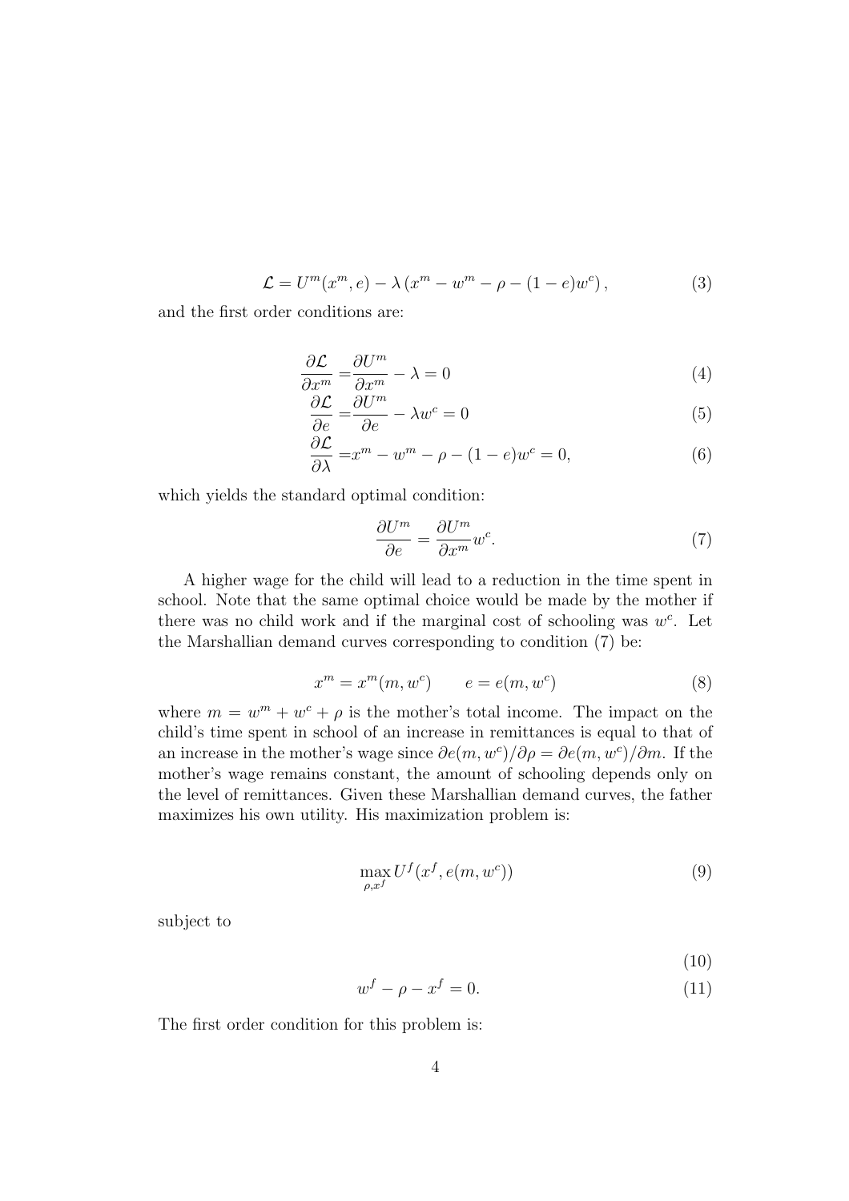$$\mathcal{L} = U^m(x^m, e) - \lambda\left(x^m - w^m - \rho - (1-e)w^c\right), \tag{3}$$

and the first order conditions are:

$$\frac{\partial \mathcal{L}}{\partial x^m} = \frac{\partial U^m}{\partial x^m} - \lambda = 0 \tag{4}$$

$$\frac{\partial \mathcal{L}}{\partial e} = \frac{\partial U^m}{\partial e} - \lambda w^c = 0 \tag{5}$$

$$\frac{\partial \mathcal{L}}{\partial \lambda} = x^m - w^m - \rho - (1-e)w^c = 0, \tag{6}$$

which yields the standard optimal condition:

$$\frac{\partial U^m}{\partial e} = \frac{\partial U^m}{\partial x^m} w^c. \tag{7}$$

A higher wage for the child will lead to a reduction in the time spent in school. Note that the same optimal choice would be made by the mother if there was no child work and if the marginal cost of schooling was $w^c$. Let the Marshallian demand curves corresponding to condition (7) be:

$$x^m = x^m(m, w^c) \qquad e = e(m, w^c) \tag{8}$$

where $m = w^m + w^c + \rho$ is the mother's total income. The impact on the child's time spent in school of an increase in remittances is equal to that of an increase in the mother's wage since $\partial e(m, w^c)/\partial \rho = \partial e(m, w^c)/\partial m$. If the mother's wage remains constant, the amount of schooling depends only on the level of remittances. Given these Marshallian demand curves, the father maximizes his own utility. His maximization problem is:

$$\max_{\rho, x^f} U^f(x^f, e(m, w^c)) \tag{9}$$

subject to

$$\tag{10}$$

$$w^f - \rho - x^f = 0. \tag{11}$$

The first order condition for this problem is: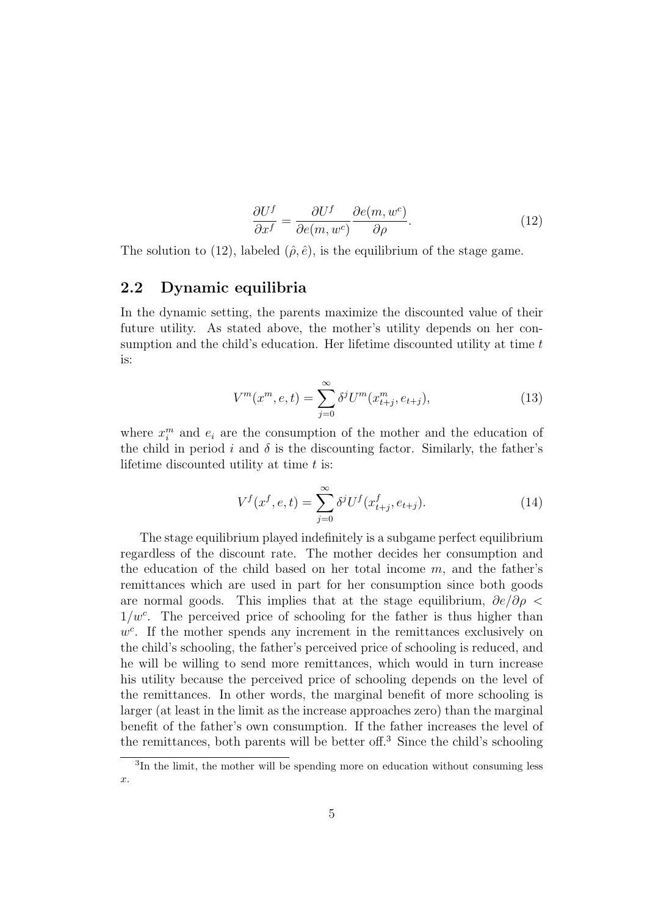$$\frac{\partial U^f}{\partial x^f} = \frac{\partial U^f}{\partial e(m, w^c)} \frac{\partial e(m, w^c)}{\partial \rho}. \tag{12}$$

The solution to (12), labeled $(\hat{\rho}, \hat{e})$, is the equilibrium of the stage game.

## 2.2 Dynamic equilibria

In the dynamic setting, the parents maximize the discounted value of their future utility. As stated above, the mother's utility depends on her consumption and the child's education. Her lifetime discounted utility at time $t$ is:

$$V^m(x^m, e, t) = \sum_{j=0}^{\infty} \delta^j U^m(x^m_{t+j}, e_{t+j}), \tag{13}$$

where $x^m_i$ and $e_i$ are the consumption of the mother and the education of the child in period $i$ and $\delta$ is the discounting factor. Similarly, the father's lifetime discounted utility at time $t$ is:

$$V^f(x^f, e, t) = \sum_{j=0}^{\infty} \delta^j U^f(x^f_{t+j}, e_{t+j}). \tag{14}$$

The stage equilibrium played indefinitely is a subgame perfect equilibrium regardless of the discount rate. The mother decides her consumption and the education of the child based on her total income $m$, and the father's remittances which are used in part for her consumption since both goods are normal goods. This implies that at the stage equilibrium, $\partial e / \partial \rho < 1/w^c$. The perceived price of schooling for the father is thus higher than $w^c$. If the mother spends any increment in the remittances exclusively on the child's schooling, the father's perceived price of schooling is reduced, and he will be willing to send more remittances, which would in turn increase his utility because the perceived price of schooling depends on the level of the remittances. In other words, the marginal benefit of more schooling is larger (at least in the limit as the increase approaches zero) than the marginal benefit of the father's own consumption. If the father increases the level of the remittances, both parents will be better off.[3] Since the child's schooling

[3] In the limit, the mother will be spending more on education without consuming less $x$.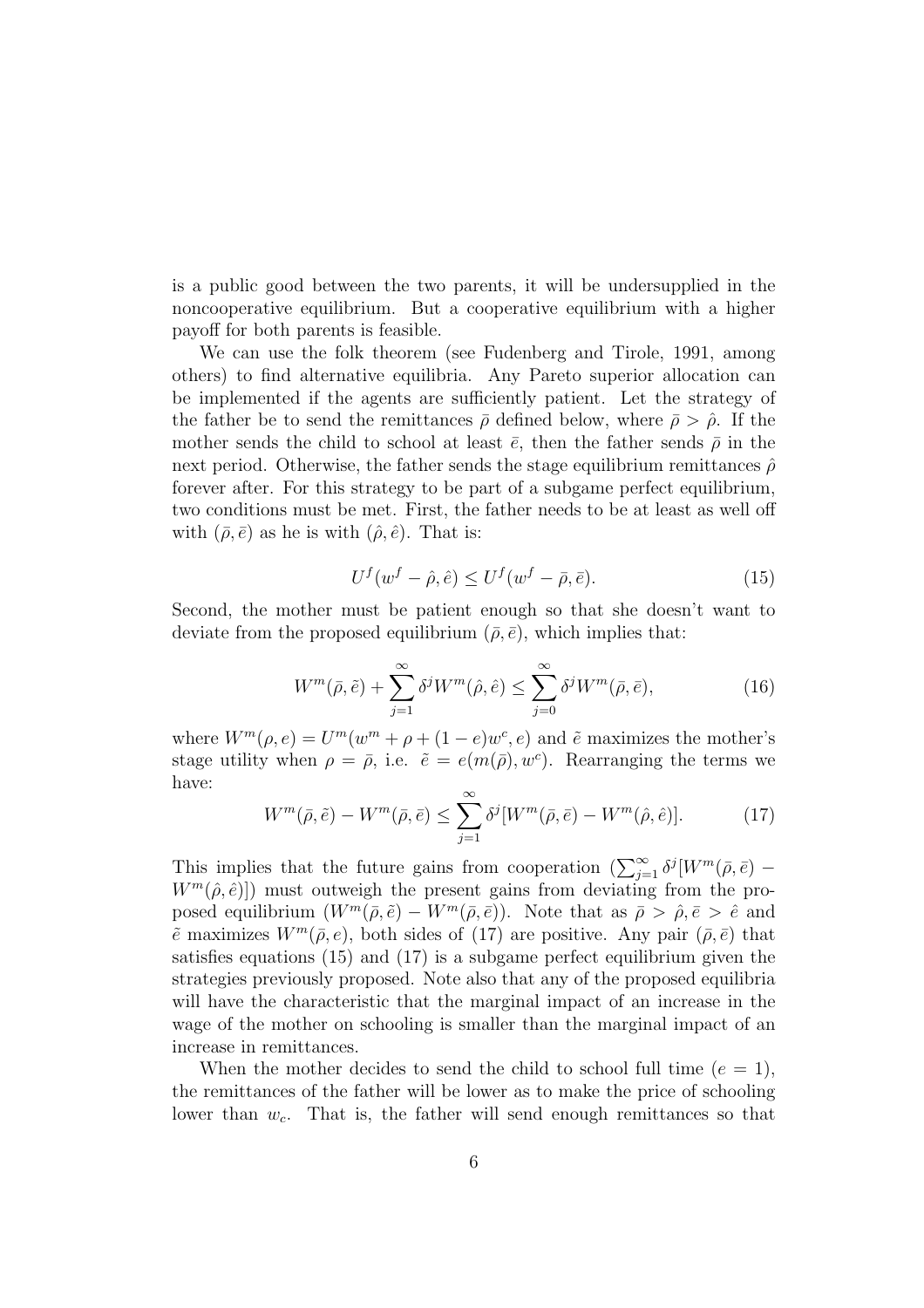is a public good between the two parents, it will be undersupplied in the noncooperative equilibrium. But a cooperative equilibrium with a higher payoff for both parents is feasible.

We can use the folk theorem (see Fudenberg and Tirole, 1991, among others) to find alternative equilibria. Any Pareto superior allocation can be implemented if the agents are sufficiently patient. Let the strategy of the father be to send the remittances $\bar{\rho}$ defined below, where $\bar{\rho} > \hat{\rho}$. If the mother sends the child to school at least $\bar{e}$, then the father sends $\bar{\rho}$ in the next period. Otherwise, the father sends the stage equilibrium remittances $\hat{\rho}$ forever after. For this strategy to be part of a subgame perfect equilibrium, two conditions must be met. First, the father needs to be at least as well off with $(\bar{\rho}, \bar{e})$ as he is with $(\hat{\rho}, \hat{e})$. That is:

$$U^f(w^f - \hat{\rho}, \hat{e}) \leq U^f(w^f - \bar{\rho}, \bar{e}). \tag{15}$$

Second, the mother must be patient enough so that she doesn't want to deviate from the proposed equilibrium $(\bar{\rho}, \bar{e})$, which implies that:

$$W^m(\bar{\rho}, \tilde{e}) + \sum_{j=1}^{\infty} \delta^j W^m(\hat{\rho}, \hat{e}) \leq \sum_{j=0}^{\infty} \delta^j W^m(\bar{\rho}, \bar{e}), \tag{16}$$

where $W^m(\rho, e) = U^m(w^m + \rho + (1-e)w^c, e)$ and $\tilde{e}$ maximizes the mother's stage utility when $\rho = \bar{\rho}$, i.e. $\tilde{e} = e(m(\bar{\rho}), w^c)$. Rearranging the terms we have:

$$W^m(\bar{\rho}, \tilde{e}) - W^m(\bar{\rho}, \bar{e}) \leq \sum_{j=1}^{\infty} \delta^j [W^m(\bar{\rho}, \bar{e}) - W^m(\hat{\rho}, \hat{e})]. \tag{17}$$

This implies that the future gains from cooperation ($\sum_{j=1}^{\infty} \delta^j [W^m(\bar{\rho}, \bar{e}) - W^m(\hat{\rho}, \hat{e})]$) must outweigh the present gains from deviating from the proposed equilibrium ($W^m(\bar{\rho}, \tilde{e}) - W^m(\bar{\rho}, \bar{e})$). Note that as $\bar{\rho} > \hat{\rho}, \bar{e} > \hat{e}$ and $\tilde{e}$ maximizes $W^m(\bar{\rho}, e)$, both sides of (17) are positive. Any pair $(\bar{\rho}, \bar{e})$ that satisfies equations (15) and (17) is a subgame perfect equilibrium given the strategies previously proposed. Note also that any of the proposed equilibria will have the characteristic that the marginal impact of an increase in the wage of the mother on schooling is smaller than the marginal impact of an increase in remittances.

When the mother decides to send the child to school full time ($e = 1$), the remittances of the father will be lower as to make the price of schooling lower than $w_c$. That is, the father will send enough remittances so that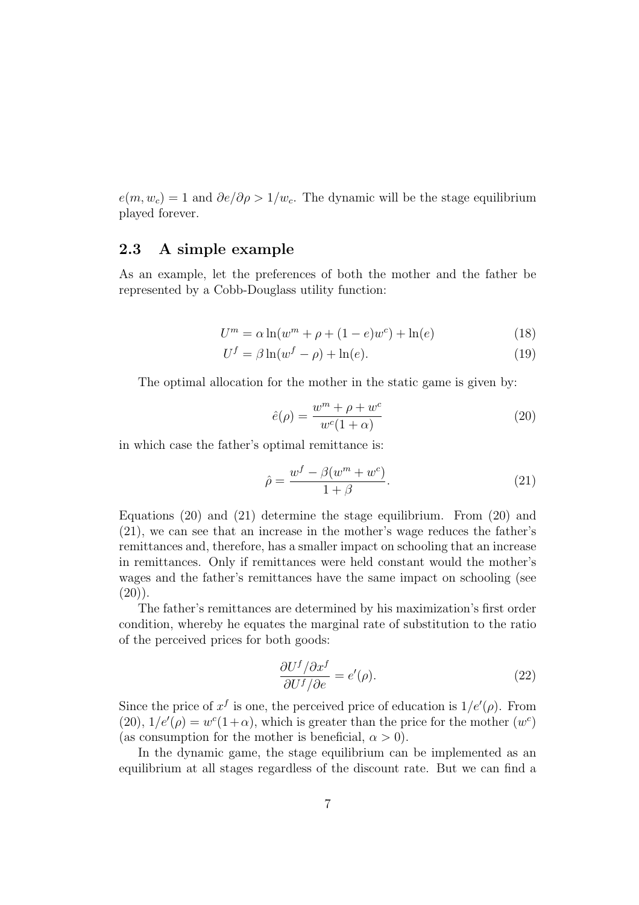$e(m, w_c) = 1$ and $\partial e/\partial \rho > 1/w_c$. The dynamic will be the stage equilibrium played forever.

### 2.3 A simple example

As an example, let the preferences of both the mother and the father be represented by a Cobb-Douglass utility function:

$$U^m = \alpha \ln(w^m + \rho + (1 - e)w^c) + \ln(e) \tag{18}$$

$$U^f = \beta \ln(w^f - \rho) + \ln(e). \tag{19}$$

The optimal allocation for the mother in the static game is given by:

$$\hat{e}(\rho) = \frac{w^m + \rho + w^c}{w^c(1 + \alpha)} \tag{20}$$

in which case the father's optimal remittance is:

$$\hat{\rho} = \frac{w^f - \beta(w^m + w^c)}{1 + \beta}. \tag{21}$$

Equations (20) and (21) determine the stage equilibrium. From (20) and (21), we can see that an increase in the mother's wage reduces the father's remittances and, therefore, has a smaller impact on schooling that an increase in remittances. Only if remittances were held constant would the mother's wages and the father's remittances have the same impact on schooling (see (20)).

The father's remittances are determined by his maximization's first order condition, whereby he equates the marginal rate of substitution to the ratio of the perceived prices for both goods:

$$\frac{\partial U^f / \partial x^f}{\partial U^f / \partial e} = e'(\rho). \tag{22}$$

Since the price of $x^f$ is one, the perceived price of education is $1/e'(\rho)$. From (20), $1/e'(\rho) = w^c(1+\alpha)$, which is greater than the price for the mother ($w^c$) (as consumption for the mother is beneficial, $\alpha > 0$).

In the dynamic game, the stage equilibrium can be implemented as an equilibrium at all stages regardless of the discount rate. But we can find a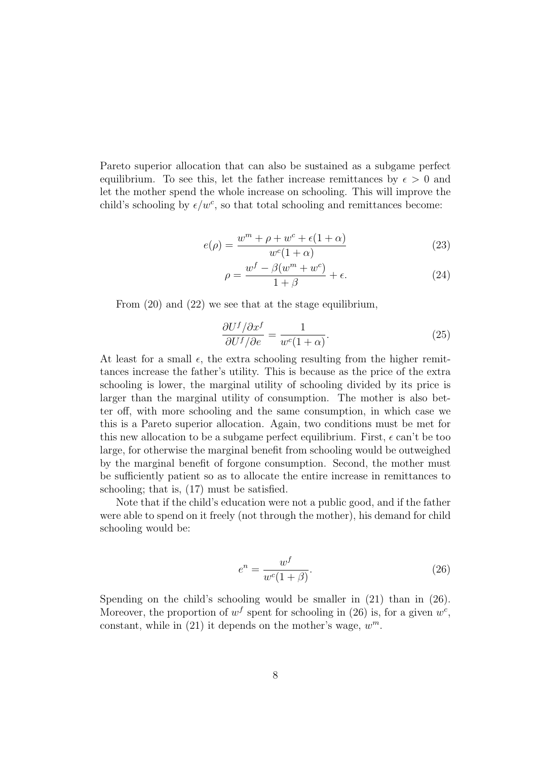Pareto superior allocation that can also be sustained as a subgame perfect equilibrium. To see this, let the father increase remittances by $\epsilon > 0$ and let the mother spend the whole increase on schooling. This will improve the child's schooling by $\epsilon / w^c$, so that total schooling and remittances become:

$$e(\rho) = \frac{w^m + \rho + w^c + \epsilon(1+\alpha)}{w^c(1+\alpha)} \tag{23}$$

$$\rho = \frac{w^f - \beta(w^m + w^c)}{1+\beta} + \epsilon. \tag{24}$$

From (20) and (22) we see that at the stage equilibrium,

$$\frac{\partial U^f / \partial x^f}{\partial U^f / \partial e} = \frac{1}{w^c(1+\alpha)}. \tag{25}$$

At least for a small $\epsilon$, the extra schooling resulting from the higher remittances increase the father's utility. This is because as the price of the extra schooling is lower, the marginal utility of schooling divided by its price is larger than the marginal utility of consumption. The mother is also better off, with more schooling and the same consumption, in which case we this is a Pareto superior allocation. Again, two conditions must be met for this new allocation to be a subgame perfect equilibrium. First, $\epsilon$ can't be too large, for otherwise the marginal benefit from schooling would be outweighed by the marginal benefit of forgone consumption. Second, the mother must be sufficiently patient so as to allocate the entire increase in remittances to schooling; that is, (17) must be satisfied.

Note that if the child's education were not a public good, and if the father were able to spend on it freely (not through the mother), his demand for child schooling would be:

$$e^n = \frac{w^f}{w^c(1+\beta)}. \tag{26}$$

Spending on the child's schooling would be smaller in (21) than in (26). Moreover, the proportion of $w^f$ spent for schooling in (26) is, for a given $w^c$, constant, while in (21) it depends on the mother's wage, $w^m$.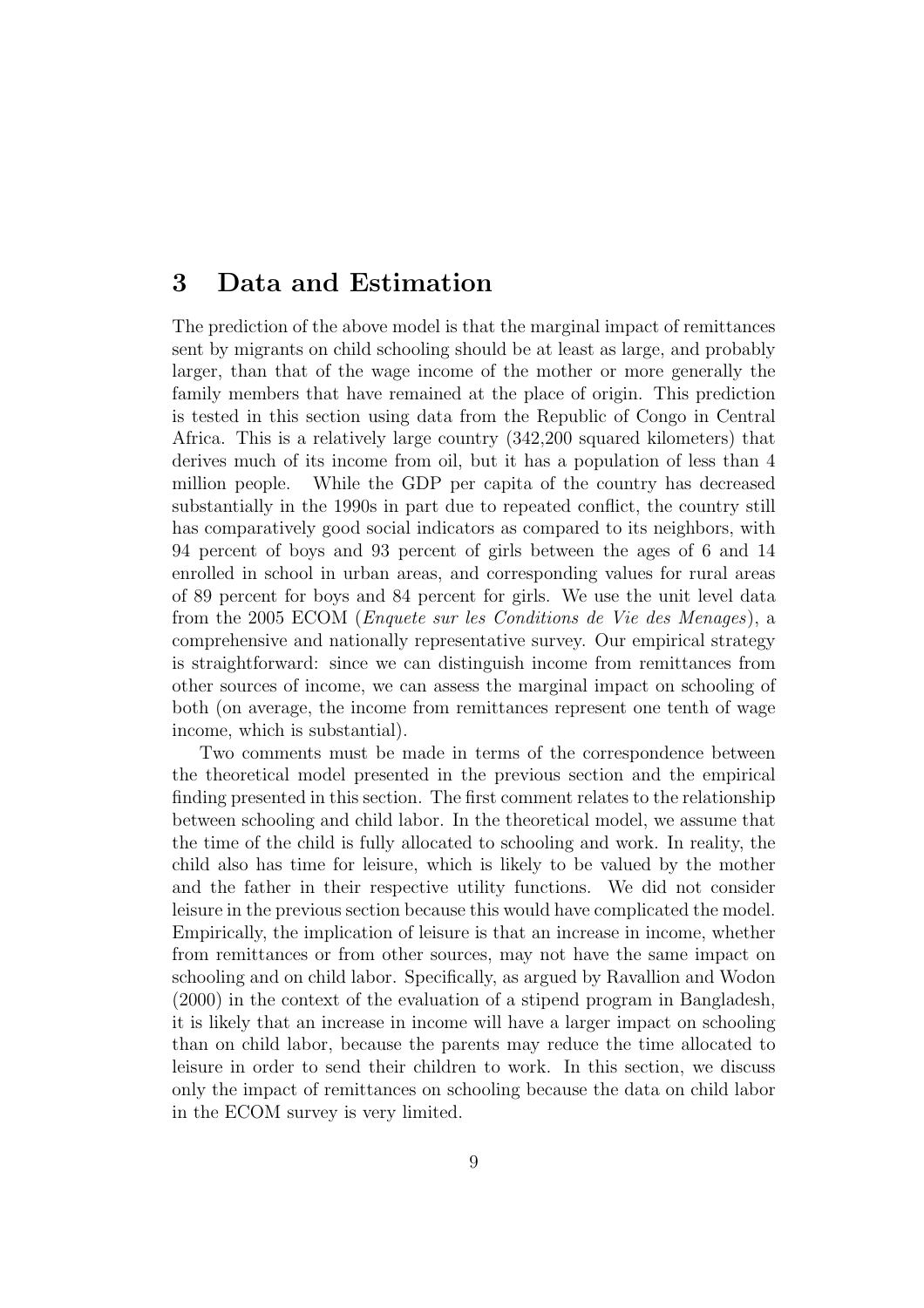## 3 Data and Estimation

The prediction of the above model is that the marginal impact of remittances sent by migrants on child schooling should be at least as large, and probably larger, than that of the wage income of the mother or more generally the family members that have remained at the place of origin. This prediction is tested in this section using data from the Republic of Congo in Central Africa. This is a relatively large country (342,200 squared kilometers) that derives much of its income from oil, but it has a population of less than 4 million people. While the GDP per capita of the country has decreased substantially in the 1990s in part due to repeated conflict, the country still has comparatively good social indicators as compared to its neighbors, with 94 percent of boys and 93 percent of girls between the ages of 6 and 14 enrolled in school in urban areas, and corresponding values for rural areas of 89 percent for boys and 84 percent for girls. We use the unit level data from the 2005 ECOM (*Enquete sur les Conditions de Vie des Menages*), a comprehensive and nationally representative survey. Our empirical strategy is straightforward: since we can distinguish income from remittances from other sources of income, we can assess the marginal impact on schooling of both (on average, the income from remittances represent one tenth of wage income, which is substantial).

Two comments must be made in terms of the correspondence between the theoretical model presented in the previous section and the empirical finding presented in this section. The first comment relates to the relationship between schooling and child labor. In the theoretical model, we assume that the time of the child is fully allocated to schooling and work. In reality, the child also has time for leisure, which is likely to be valued by the mother and the father in their respective utility functions. We did not consider leisure in the previous section because this would have complicated the model. Empirically, the implication of leisure is that an increase in income, whether from remittances or from other sources, may not have the same impact on schooling and on child labor. Specifically, as argued by Ravallion and Wodon (2000) in the context of the evaluation of a stipend program in Bangladesh, it is likely that an increase in income will have a larger impact on schooling than on child labor, because the parents may reduce the time allocated to leisure in order to send their children to work. In this section, we discuss only the impact of remittances on schooling because the data on child labor in the ECOM survey is very limited.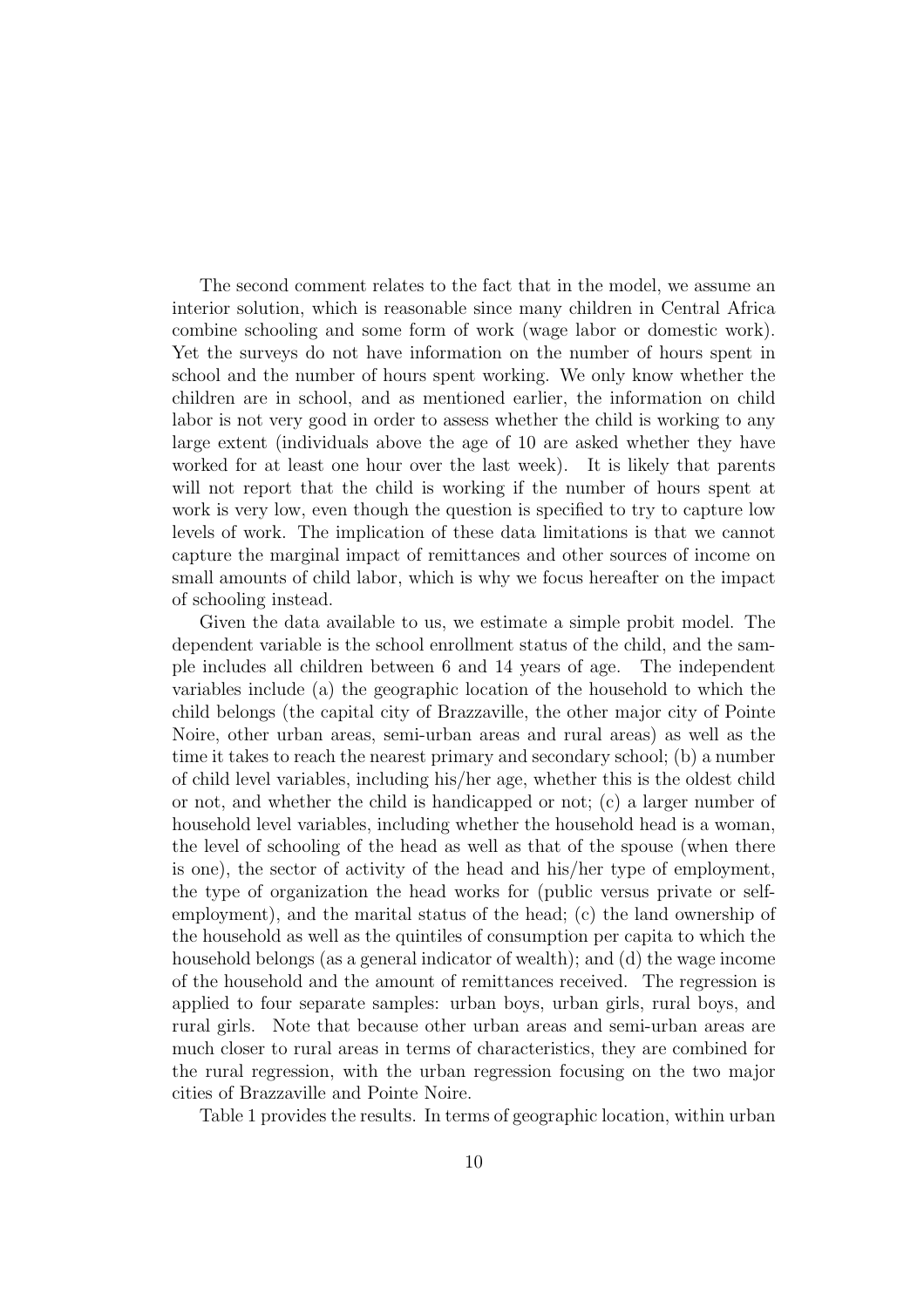The second comment relates to the fact that in the model, we assume an interior solution, which is reasonable since many children in Central Africa combine schooling and some form of work (wage labor or domestic work). Yet the surveys do not have information on the number of hours spent in school and the number of hours spent working. We only know whether the children are in school, and as mentioned earlier, the information on child labor is not very good in order to assess whether the child is working to any large extent (individuals above the age of 10 are asked whether they have worked for at least one hour over the last week). It is likely that parents will not report that the child is working if the number of hours spent at work is very low, even though the question is specified to try to capture low levels of work. The implication of these data limitations is that we cannot capture the marginal impact of remittances and other sources of income on small amounts of child labor, which is why we focus hereafter on the impact of schooling instead.

Given the data available to us, we estimate a simple probit model. The dependent variable is the school enrollment status of the child, and the sample includes all children between 6 and 14 years of age. The independent variables include (a) the geographic location of the household to which the child belongs (the capital city of Brazzaville, the other major city of Pointe Noire, other urban areas, semi-urban areas and rural areas) as well as the time it takes to reach the nearest primary and secondary school; (b) a number of child level variables, including his/her age, whether this is the oldest child or not, and whether the child is handicapped or not; (c) a larger number of household level variables, including whether the household head is a woman, the level of schooling of the head as well as that of the spouse (when there is one), the sector of activity of the head and his/her type of employment, the type of organization the head works for (public versus private or self-employment), and the marital status of the head; (c) the land ownership of the household as well as the quintiles of consumption per capita to which the household belongs (as a general indicator of wealth); and (d) the wage income of the household and the amount of remittances received. The regression is applied to four separate samples: urban boys, urban girls, rural boys, and rural girls. Note that because other urban areas and semi-urban areas are much closer to rural areas in terms of characteristics, they are combined for the rural regression, with the urban regression focusing on the two major cities of Brazzaville and Pointe Noire.

Table 1 provides the results. In terms of geographic location, within urban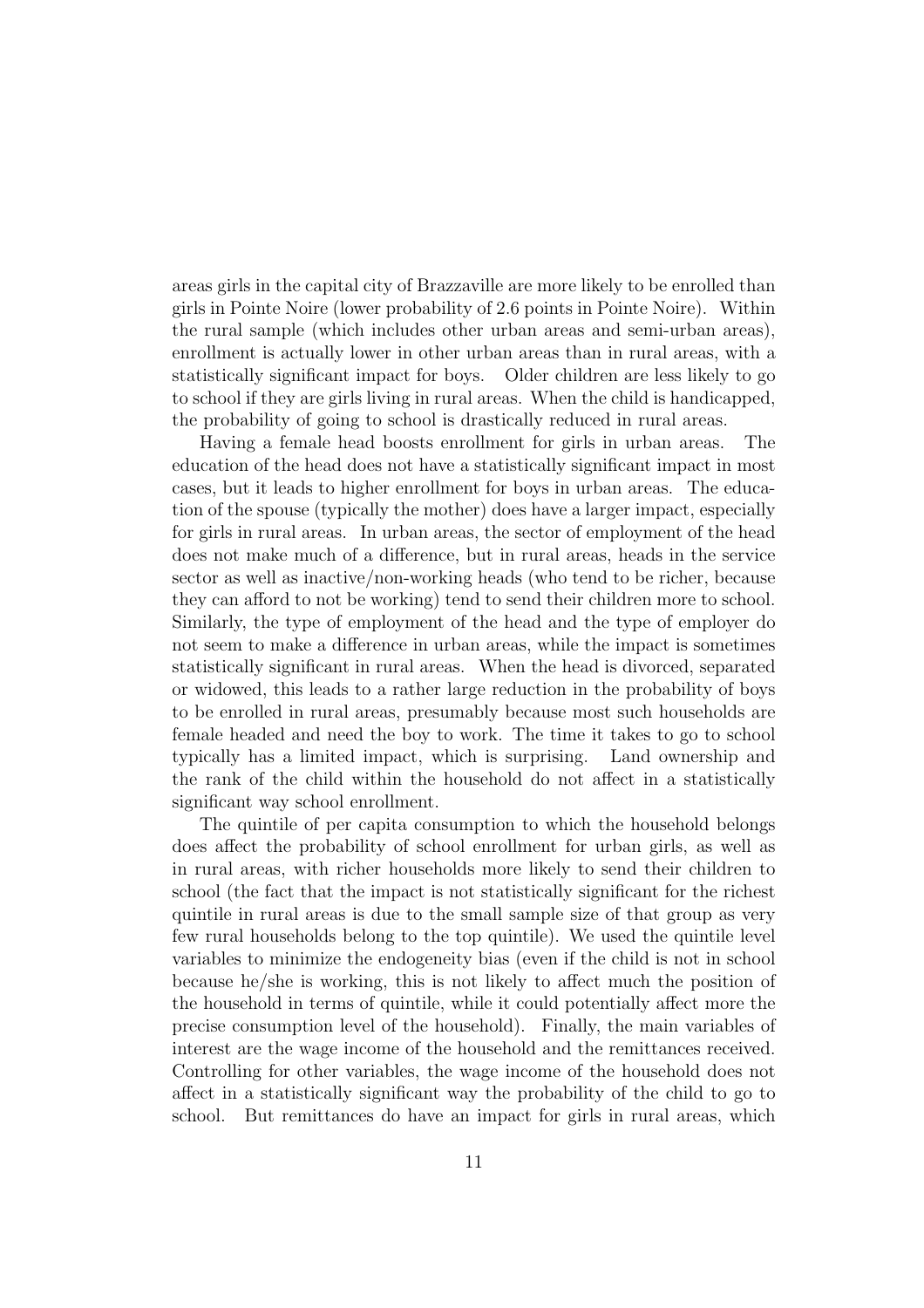areas girls in the capital city of Brazzaville are more likely to be enrolled than girls in Pointe Noire (lower probability of 2.6 points in Pointe Noire). Within the rural sample (which includes other urban areas and semi-urban areas), enrollment is actually lower in other urban areas than in rural areas, with a statistically significant impact for boys. Older children are less likely to go to school if they are girls living in rural areas. When the child is handicapped, the probability of going to school is drastically reduced in rural areas.

Having a female head boosts enrollment for girls in urban areas. The education of the head does not have a statistically significant impact in most cases, but it leads to higher enrollment for boys in urban areas. The education of the spouse (typically the mother) does have a larger impact, especially for girls in rural areas. In urban areas, the sector of employment of the head does not make much of a difference, but in rural areas, heads in the service sector as well as inactive/non-working heads (who tend to be richer, because they can afford to not be working) tend to send their children more to school. Similarly, the type of employment of the head and the type of employer do not seem to make a difference in urban areas, while the impact is sometimes statistically significant in rural areas. When the head is divorced, separated or widowed, this leads to a rather large reduction in the probability of boys to be enrolled in rural areas, presumably because most such households are female headed and need the boy to work. The time it takes to go to school typically has a limited impact, which is surprising. Land ownership and the rank of the child within the household do not affect in a statistically significant way school enrollment.

The quintile of per capita consumption to which the household belongs does affect the probability of school enrollment for urban girls, as well as in rural areas, with richer households more likely to send their children to school (the fact that the impact is not statistically significant for the richest quintile in rural areas is due to the small sample size of that group as very few rural households belong to the top quintile). We used the quintile level variables to minimize the endogeneity bias (even if the child is not in school because he/she is working, this is not likely to affect much the position of the household in terms of quintile, while it could potentially affect more the precise consumption level of the household). Finally, the main variables of interest are the wage income of the household and the remittances received. Controlling for other variables, the wage income of the household does not affect in a statistically significant way the probability of the child to go to school. But remittances do have an impact for girls in rural areas, which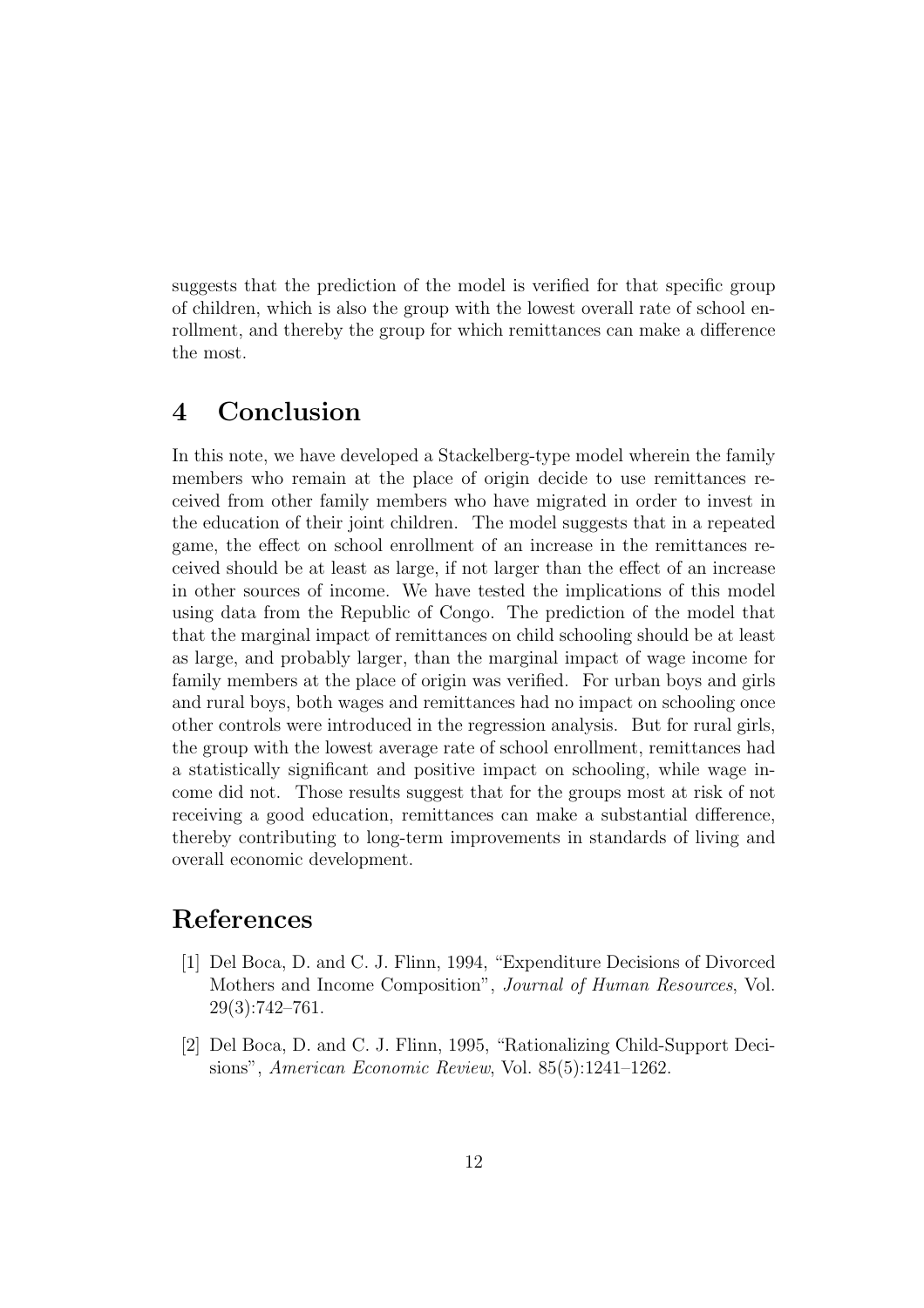suggests that the prediction of the model is verified for that specific group of children, which is also the group with the lowest overall rate of school enrollment, and thereby the group for which remittances can make a difference the most.

## 4 Conclusion

In this note, we have developed a Stackelberg-type model wherein the family members who remain at the place of origin decide to use remittances received from other family members who have migrated in order to invest in the education of their joint children. The model suggests that in a repeated game, the effect on school enrollment of an increase in the remittances received should be at least as large, if not larger than the effect of an increase in other sources of income. We have tested the implications of this model using data from the Republic of Congo. The prediction of the model that that the marginal impact of remittances on child schooling should be at least as large, and probably larger, than the marginal impact of wage income for family members at the place of origin was verified. For urban boys and girls and rural boys, both wages and remittances had no impact on schooling once other controls were introduced in the regression analysis. But for rural girls, the group with the lowest average rate of school enrollment, remittances had a statistically significant and positive impact on schooling, while wage income did not. Those results suggest that for the groups most at risk of not receiving a good education, remittances can make a substantial difference, thereby contributing to long-term improvements in standards of living and overall economic development.

## References

[1] Del Boca, D. and C. J. Flinn, 1994, "Expenditure Decisions of Divorced Mothers and Income Composition", *Journal of Human Resources*, Vol. 29(3):742–761.

[2] Del Boca, D. and C. J. Flinn, 1995, "Rationalizing Child-Support Decisions", *American Economic Review*, Vol. 85(5):1241–1262.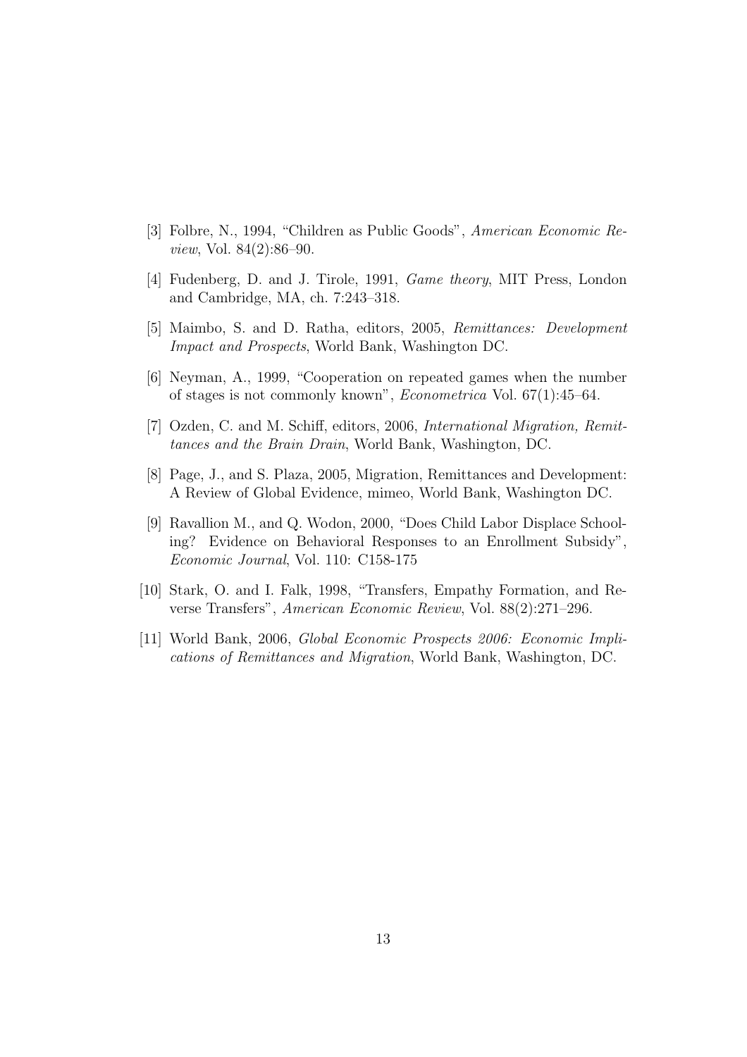[3] Folbre, N., 1994, "Children as Public Goods", *American Economic Review*, Vol. 84(2):86–90.

[4] Fudenberg, D. and J. Tirole, 1991, *Game theory*, MIT Press, London and Cambridge, MA, ch. 7:243–318.

[5] Maimbo, S. and D. Ratha, editors, 2005, *Remittances: Development Impact and Prospects*, World Bank, Washington DC.

[6] Neyman, A., 1999, "Cooperation on repeated games when the number of stages is not commonly known", *Econometrica* Vol. 67(1):45–64.

[7] Ozden, C. and M. Schiff, editors, 2006, *International Migration, Remittances and the Brain Drain*, World Bank, Washington, DC.

[8] Page, J., and S. Plaza, 2005, Migration, Remittances and Development: A Review of Global Evidence, mimeo, World Bank, Washington DC.

[9] Ravallion M., and Q. Wodon, 2000, "Does Child Labor Displace Schooling? Evidence on Behavioral Responses to an Enrollment Subsidy", *Economic Journal*, Vol. 110: C158-175

[10] Stark, O. and I. Falk, 1998, "Transfers, Empathy Formation, and Reverse Transfers", *American Economic Review*, Vol. 88(2):271–296.

[11] World Bank, 2006, *Global Economic Prospects 2006: Economic Implications of Remittances and Migration*, World Bank, Washington, DC.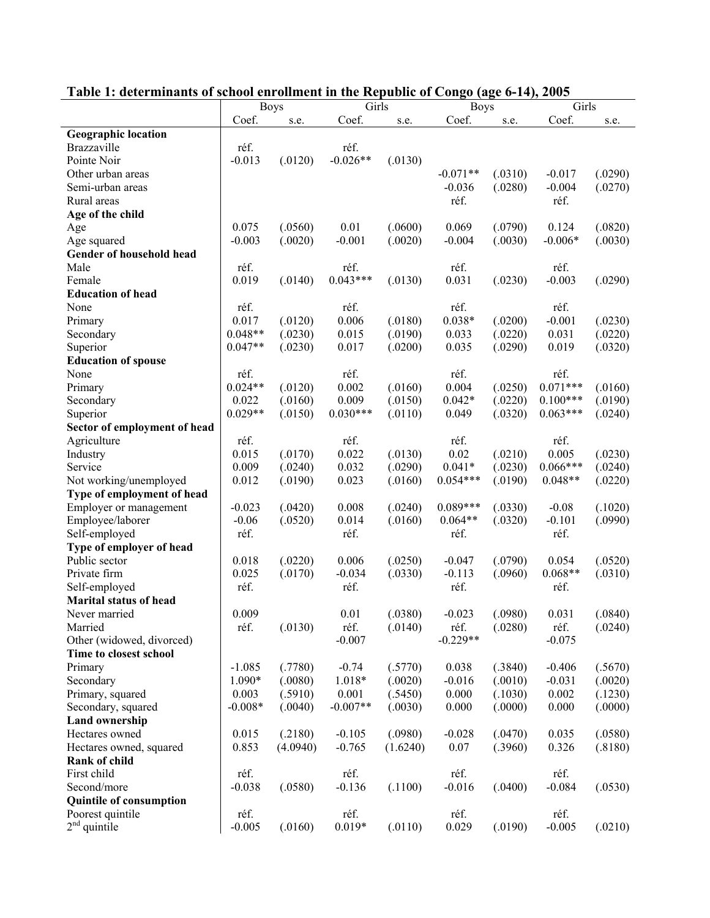**Table 1: determinants of school enrollment in the Republic of Congo (age 6-14), 2005**

| | Boys | | Girls | | Boys | | Girls | |
|---|---|---|---|---|---|---|---|---|
| | Coef. | s.e. | Coef. | s.e. | Coef. | s.e. | Coef. | s.e. |
| **Geographic location** | | | | | | | | |
| Brazzaville | réf. | | réf. | | | | | |
| Pointe Noir | -0.013 | (.0120) | -0.026** | (.0130) | | | | |
| Other urban areas | | | | | -0.071** | (.0310) | -0.017 | (.0290) |
| Semi-urban areas | | | | | -0.036 | (.0280) | -0.004 | (.0270) |
| Rural areas | | | | | réf. | | réf. | |
| **Age of the child** | | | | | | | | |
| Age | 0.075 | (.0560) | 0.01 | (.0600) | 0.069 | (.0790) | 0.124 | (.0820) |
| Age squared | -0.003 | (.0020) | -0.001 | (.0020) | -0.004 | (.0030) | -0.006* | (.0030) |
| **Gender of household head** | | | | | | | | |
| Male | réf. | | réf. | | réf. | | réf. | |
| Female | 0.019 | (.0140) | 0.043*** | (.0130) | 0.031 | (.0230) | -0.003 | (.0290) |
| **Education of head** | | | | | | | | |
| None | réf. | | réf. | | réf. | | réf. | |
| Primary | 0.017 | (.0120) | 0.006 | (.0180) | 0.038* | (.0200) | -0.001 | (.0230) |
| Secondary | 0.048** | (.0230) | 0.015 | (.0190) | 0.033 | (.0220) | 0.031 | (.0220) |
| Superior | 0.047** | (.0230) | 0.017 | (.0200) | 0.035 | (.0290) | 0.019 | (.0320) |
| **Education of spouse** | | | | | | | | |
| None | réf. | | réf. | | réf. | | réf. | |
| Primary | 0.024** | (.0120) | 0.002 | (.0160) | 0.004 | (.0250) | 0.071*** | (.0160) |
| Secondary | 0.022 | (.0160) | 0.009 | (.0150) | 0.042* | (.0220) | 0.100*** | (.0190) |
| Superior | 0.029** | (.0150) | 0.030*** | (.0110) | 0.049 | (.0320) | 0.063*** | (.0240) |
| **Sector of employment of head** | | | | | | | | |
| Agriculture | réf. | | réf. | | réf. | | réf. | |
| Industry | 0.015 | (.0170) | 0.022 | (.0130) | 0.02 | (.0210) | 0.005 | (.0230) |
| Service | 0.009 | (.0240) | 0.032 | (.0290) | 0.041* | (.0230) | 0.066*** | (.0240) |
| Not working/unemployed | 0.012 | (.0190) | 0.023 | (.0160) | 0.054*** | (.0190) | 0.048** | (.0220) |
| **Type of employment of head** | | | | | | | | |
| Employer or management | -0.023 | (.0420) | 0.008 | (.0240) | 0.089*** | (.0330) | -0.08 | (.1020) |
| Employee/laborer | -0.06 | (.0520) | 0.014 | (.0160) | 0.064** | (.0320) | -0.101 | (.0990) |
| Self-employed | réf. | | réf. | | réf. | | réf. | |
| **Type of employer of head** | | | | | | | | |
| Public sector | 0.018 | (.0220) | 0.006 | (.0250) | -0.047 | (.0790) | 0.054 | (.0520) |
| Private firm | 0.025 | (.0170) | -0.034 | (.0330) | -0.113 | (.0960) | 0.068** | (.0310) |
| Self-employed | réf. | | réf. | | réf. | | réf. | |
| **Marital status of head** | | | | | | | | |
| Never married | 0.009 | | 0.01 | (.0380) | -0.023 | (.0980) | 0.031 | (.0840) |
| Married | réf. | (.0130) | réf. | (.0140) | réf. | (.0280) | réf. | (.0240) |
| Other (widowed, divorced) | | | -0.007 | | -0.229** | | -0.075 | |
| **Time to closest school** | | | | | | | | |
| Primary | -1.085 | (.7780) | -0.74 | (.5770) | 0.038 | (.3840) | -0.406 | (.5670) |
| Secondary | 1.090* | (.0080) | 1.018* | (.0020) | -0.016 | (.0010) | -0.031 | (.0020) |
| Primary, squared | 0.003 | (.5910) | 0.001 | (.5450) | 0.000 | (.1030) | 0.002 | (.1230) |
| Secondary, squared | -0.008* | (.0040) | -0.007** | (.0030) | 0.000 | (.0000) | 0.000 | (.0000) |
| **Land ownership** | | | | | | | | |
| Hectares owned | 0.015 | (.2180) | -0.105 | (.0980) | -0.028 | (.0470) | 0.035 | (.0580) |
| Hectares owned, squared | 0.853 | (4.0940) | -0.765 | (1.6240) | 0.07 | (.3960) | 0.326 | (.8180) |
| **Rank of child** | | | | | | | | |
| First child | réf. | | réf. | | réf. | | réf. | |
| Second/more | -0.038 | (.0580) | -0.136 | (.1100) | -0.016 | (.0400) | -0.084 | (.0530) |
| **Quintile of consumption** | | | | | | | | |
| Poorest quintile | réf. | | réf. | | réf. | | réf. | |
| 2nd quintile | -0.005 | (.0160) | 0.019* | (.0110) | 0.029 | (.0190) | -0.005 | (.0210) |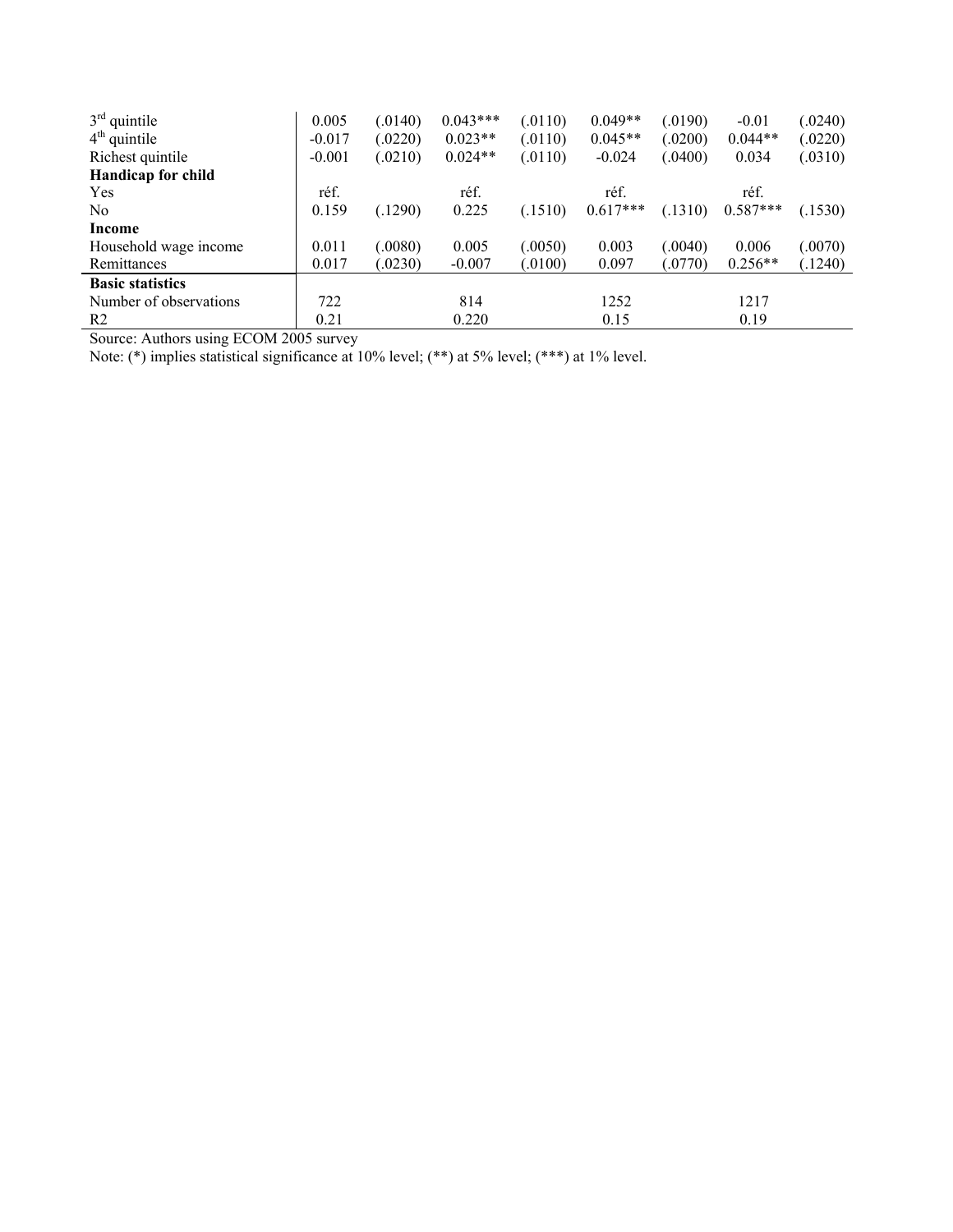| | | | | | | | | |
|---|---|---|---|---|---|---|---|---|
| 3rd quintile | 0.005 | (.0140) | 0.043*** | (.0110) | 0.049** | (.0190) | -0.01 | (.0240) |
| 4th quintile | -0.017 | (.0220) | 0.023** | (.0110) | 0.045** | (.0200) | 0.044** | (.0220) |
| Richest quintile | -0.001 | (.0210) | 0.024** | (.0110) | -0.024 | (.0400) | 0.034 | (.0310) |
| **Handicap for child** | | | | | | | | |
| Yes | réf. | | réf. | | réf. | | réf. | |
| No | 0.159 | (.1290) | 0.225 | (.1510) | 0.617*** | (.1310) | 0.587*** | (.1530) |
| **Income** | | | | | | | | |
| Household wage income | 0.011 | (.0080) | 0.005 | (.0050) | 0.003 | (.0040) | 0.006 | (.0070) |
| Remittances | 0.017 | (.0230) | -0.007 | (.0100) | 0.097 | (.0770) | 0.256** | (.1240) |
| **Basic statistics** | | | | | | | | |
| Number of observations | 722 | | 814 | | 1252 | | 1217 | |
| R2 | 0.21 | | 0.220 | | 0.15 | | 0.19 | |

Source: Authors using ECOM 2005 survey

Note: (*) implies statistical significance at 10% level; (**) at 5% level; (***) at 1% level.